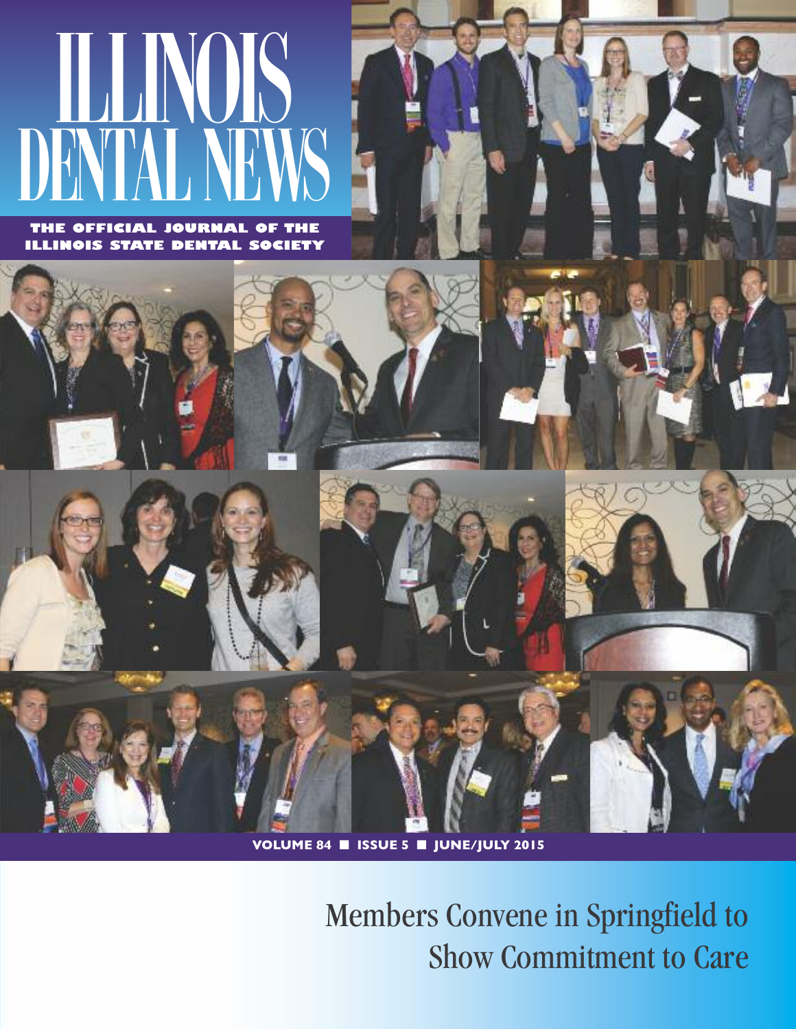# ILLINOIS DENTAL NEWS

**THE OFFICIAL JOURNAL OF THE ILLINOIS STATE DENTAL SOCIETY**

**VOLUME 84 ■ ISSUE 5 ■ JUNE/JULY 2015**

## Members Convene in Springfield to Show Commitment to Care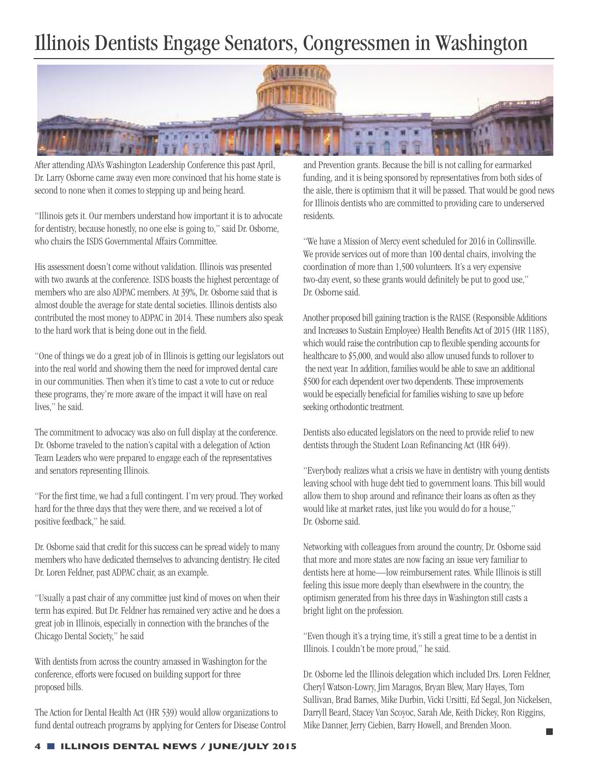# Illinois Dentists Engage Senators, Congressmen in Washington

After attending ADA's Washington Leadership Conference this past April, Dr. Larry Osborne came away even more convinced that his home state is second to none when it comes to stepping up and being heard.

"Illinois gets it. Our members understand how important it is to advocate for dentistry, because honestly, no one else is going to," said Dr. Osborne, who chairs the ISDS Governmental Affairs Committee.

His assessment doesn't come without validation. Illinois was presented with two awards at the conference. ISDS boasts the highest percentage of members who are also ADPAC members. At 39%, Dr. Osborne said that is almost double the average for state dental societies. Illinois dentists also contributed the most money to ADPAC in 2014. These numbers also speak to the hard work that is being done out in the field.

"One of things we do a great job of in Illinois is getting our legislators out into the real world and showing them the need for improved dental care in our communities. Then when it's time to cast a vote to cut or reduce these programs, they're more aware of the impact it will have on real lives," he said.

The commitment to advocacy was also on full display at the conference. Dr. Osborne traveled to the nation's capital with a delegation of Action Team Leaders who were prepared to engage each of the representatives and senators representing Illinois.

"For the first time, we had a full contingent. I'm very proud. They worked hard for the three days that they were there, and we received a lot of positive feedback," he said.

Dr. Osborne said that credit for this success can be spread widely to many members who have dedicated themselves to advancing dentistry. He cited Dr. Loren Feldner, past ADPAC chair, as an example.

"Usually a past chair of any committee just kind of moves on when their term has expired. But Dr. Feldner has remained very active and he does a great job in Illinois, especially in connection with the branches of the Chicago Dental Society," he said

With dentists from across the country amassed in Washington for the conference, efforts were focused on building support for three proposed bills.

The Action for Dental Health Act (HR 539) would allow organizations to fund dental outreach programs by applying for Centers for Disease Control and Prevention grants. Because the bill is not calling for earmarked funding, and it is being sponsored by representatives from both sides of the aisle, there is optimism that it will be passed. That would be good news for Illinois dentists who are committed to providing care to underserved residents.

"We have a Mission of Mercy event scheduled for 2016 in Collinsville. We provide services out of more than 100 dental chairs, involving the coordination of more than 1,500 volunteers. It's a very expensive two-day event, so these grants would definitely be put to good use," Dr. Osborne said.

Another proposed bill gaining traction is the RAISE (Responsible Additions and Increases to Sustain Employee) Health Benefits Act of 2015 (HR 1185), which would raise the contribution cap to flexible spending accounts for healthcare to $5,000, and would also allow unused funds to rollover to the next year. In addition, families would be able to save an additional $500 for each dependent over two dependents. These improvements would be especially beneficial for families wishing to save up before seeking orthodontic treatment.

Dentists also educated legislators on the need to provide relief to new dentists through the Student Loan Refinancing Act (HR 649).

"Everybody realizes what a crisis we have in dentistry with young dentists leaving school with huge debt tied to government loans. This bill would allow them to shop around and refinance their loans as often as they would like at market rates, just like you would do for a house," Dr. Osborne said.

Networking with colleagues from around the country, Dr. Osborne said that more and more states are now facing an issue very familiar to dentists here at home—low reimbursement rates. While Illinois is still feeling this issue more deeply than elsewhere in the country, the optimism generated from his three days in Washington still casts a bright light on the profession.

"Even though it's a trying time, it's still a great time to be a dentist in Illinois. I couldn't be more proud," he said.

Dr. Osborne led the Illinois delegation which included Drs. Loren Feldner, Cheryl Watson-Lowry, Jim Maragos, Bryan Blew, Mary Hayes, Tom Sullivan, Brad Barnes, Mike Durbin, Vicki Ursitti, Ed Segal, Jon Nickelsen, Darryll Beard, Stacey Van Scoyoc, Sarah Ade, Keith Dickey, Ron Riggins, Mike Danner, Jerry Ciebien, Barry Howell, and Brenden Moon.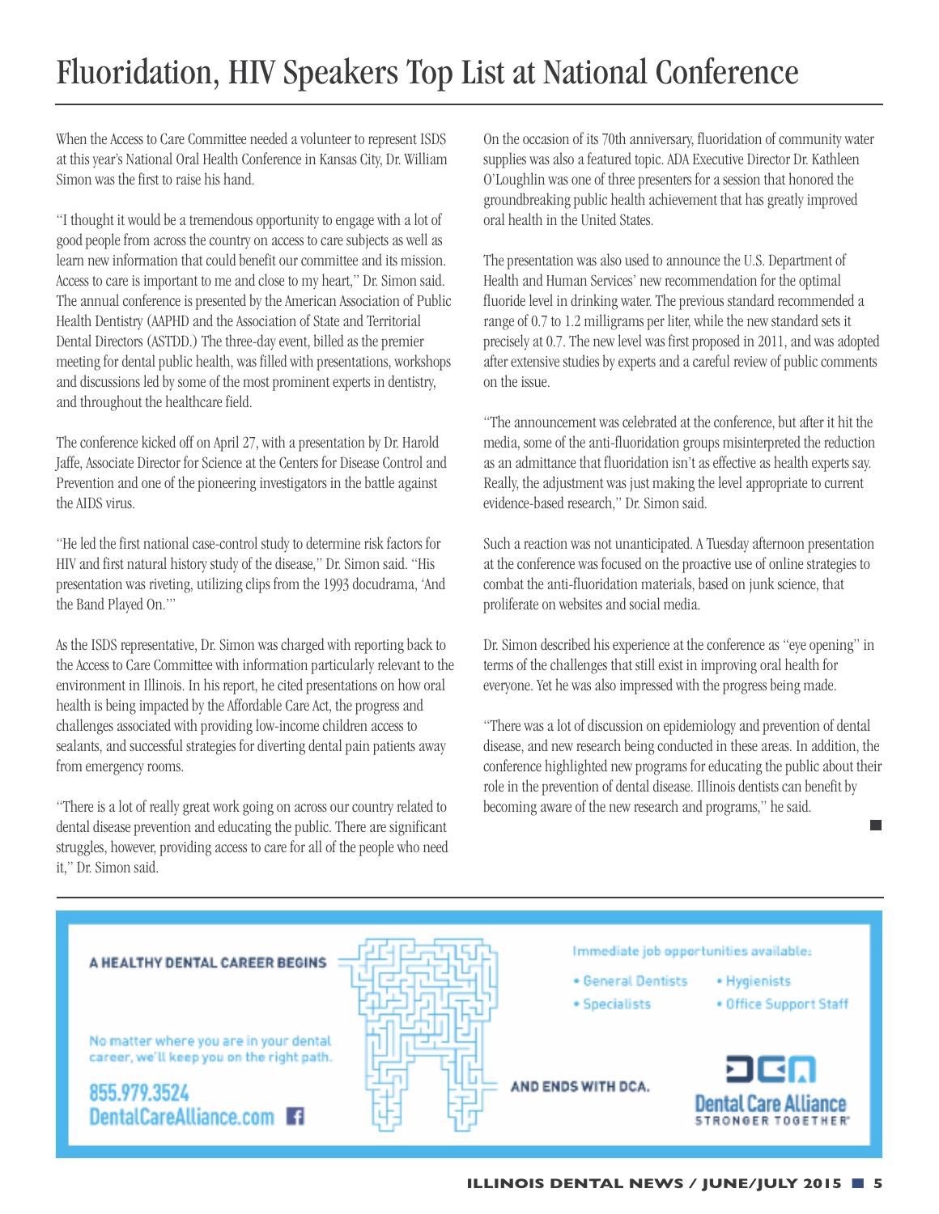# Fluoridation, HIV Speakers Top List at National Conference

When the Access to Care Committee needed a volunteer to represent ISDS at this year's National Oral Health Conference in Kansas City, Dr. William Simon was the first to raise his hand.

"I thought it would be a tremendous opportunity to engage with a lot of good people from across the country on access to care subjects as well as learn new information that could benefit our committee and its mission. Access to care is important to me and close to my heart," Dr. Simon said. The annual conference is presented by the American Association of Public Health Dentistry (AAPHD and the Association of State and Territorial Dental Directors (ASTDD.) The three-day event, billed as the premier meeting for dental public health, was filled with presentations, workshops and discussions led by some of the most prominent experts in dentistry, and throughout the healthcare field.

The conference kicked off on April 27, with a presentation by Dr. Harold Jaffe, Associate Director for Science at the Centers for Disease Control and Prevention and one of the pioneering investigators in the battle against the AIDS virus.

"He led the first national case-control study to determine risk factors for HIV and first natural history study of the disease," Dr. Simon said. "His presentation was riveting, utilizing clips from the 1993 docudrama, 'And the Band Played On.'"

As the ISDS representative, Dr. Simon was charged with reporting back to the Access to Care Committee with information particularly relevant to the environment in Illinois. In his report, he cited presentations on how oral health is being impacted by the Affordable Care Act, the progress and challenges associated with providing low-income children access to sealants, and successful strategies for diverting dental pain patients away from emergency rooms.

"There is a lot of really great work going on across our country related to dental disease prevention and educating the public. There are significant struggles, however, providing access to care for all of the people who need it," Dr. Simon said.

On the occasion of its 70th anniversary, fluoridation of community water supplies was also a featured topic. ADA Executive Director Dr. Kathleen O'Loughlin was one of three presenters for a session that honored the groundbreaking public health achievement that has greatly improved oral health in the United States.

The presentation was also used to announce the U.S. Department of Health and Human Services' new recommendation for the optimal fluoride level in drinking water. The previous standard recommended a range of 0.7 to 1.2 milligrams per liter, while the new standard sets it precisely at 0.7. The new level was first proposed in 2011, and was adopted after extensive studies by experts and a careful review of public comments on the issue.

"The announcement was celebrated at the conference, but after it hit the media, some of the anti-fluoridation groups misinterpreted the reduction as an admittance that fluoridation isn't as effective as health experts say. Really, the adjustment was just making the level appropriate to current evidence-based research," Dr. Simon said.

Such a reaction was not unanticipated. A Tuesday afternoon presentation at the conference was focused on the proactive use of online strategies to combat the anti-fluoridation materials, based on junk science, that proliferate on websites and social media.

Dr. Simon described his experience at the conference as "eye opening" in terms of the challenges that still exist in improving oral health for everyone. Yet he was also impressed with the progress being made.

"There was a lot of discussion on epidemiology and prevention of dental disease, and new research being conducted in these areas. In addition, the conference highlighted new programs for educating the public about their role in the prevention of dental disease. Illinois dentists can benefit by becoming aware of the new research and programs," he said.

---

**A HEALTHY DENTAL CAREER BEGINS**

No matter where you are in your dental career, we'll keep you on the right path.

855.979.3524
DentalCareAlliance.com

**AND ENDS WITH DCA.**

Immediate job opportunities available:

- General Dentists
- Specialists
- Hygienists
- Office Support Staff

Dental Care Alliance
STRONGER TOGETHER®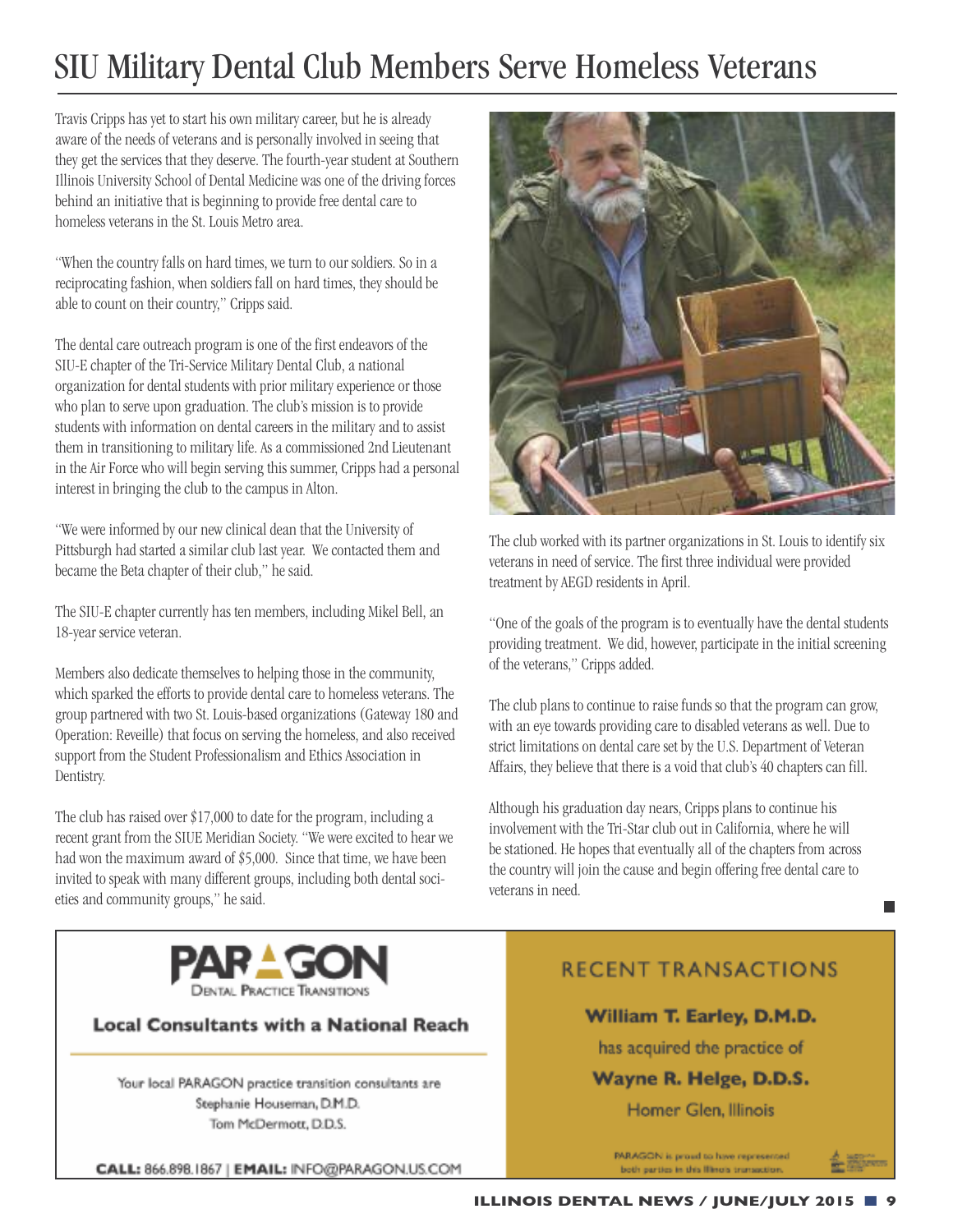# SIU Military Dental Club Members Serve Homeless Veterans

Travis Cripps has yet to start his own military career, but he is already aware of the needs of veterans and is personally involved in seeing that they get the services that they deserve. The fourth-year student at Southern Illinois University School of Dental Medicine was one of the driving forces behind an initiative that is beginning to provide free dental care to homeless veterans in the St. Louis Metro area.

"When the country falls on hard times, we turn to our soldiers. So in a reciprocating fashion, when soldiers fall on hard times, they should be able to count on their country," Cripps said.

The dental care outreach program is one of the first endeavors of the SIU-E chapter of the Tri-Service Military Dental Club, a national organization for dental students with prior military experience or those who plan to serve upon graduation. The club's mission is to provide students with information on dental careers in the military and to assist them in transitioning to military life. As a commissioned 2nd Lieutenant in the Air Force who will begin serving this summer, Cripps had a personal interest in bringing the club to the campus in Alton.

"We were informed by our new clinical dean that the University of Pittsburgh had started a similar club last year. We contacted them and became the Beta chapter of their club," he said.

The SIU-E chapter currently has ten members, including Mikel Bell, an 18-year service veteran.

Members also dedicate themselves to helping those in the community, which sparked the efforts to provide dental care to homeless veterans. The group partnered with two St. Louis-based organizations (Gateway 180 and Operation: Reveille) that focus on serving the homeless, and also received support from the Student Professionalism and Ethics Association in Dentistry.

The club has raised over $17,000 to date for the program, including a recent grant from the SIUE Meridian Society. "We were excited to hear we had won the maximum award of $5,000. Since that time, we have been invited to speak with many different groups, including both dental societies and community groups," he said.

The club worked with its partner organizations in St. Louis to identify six veterans in need of service. The first three individual were provided treatment by AEGD residents in April.

"One of the goals of the program is to eventually have the dental students providing treatment. We did, however, participate in the initial screening of the veterans," Cripps added.

The club plans to continue to raise funds so that the program can grow, with an eye towards providing care to disabled veterans as well. Due to strict limitations on dental care set by the U.S. Department of Veteran Affairs, they believe that there is a void that club's 40 chapters can fill.

Although his graduation day nears, Cripps plans to continue his involvement with the Tri-Star club out in California, where he will be stationed. He hopes that eventually all of the chapters from across the country will join the cause and begin offering free dental care to veterans in need.

---

**PARAGON** Dental Practice Transitions

**Local Consultants with a National Reach**

Your local PARAGON practice transition consultants are
Stephanie Houseman, D.M.D.
Tom McDermott, D.D.S.

**CALL:** 866.898.1867 | **EMAIL:** INFO@PARAGON.US.COM

RECENT TRANSACTIONS

**William T. Earley, D.M.D.**
has acquired the practice of
**Wayne R. Helge, D.D.S.**
Homer Glen, Illinois

PARAGON is proud to have represented both parties in this Illinois transaction.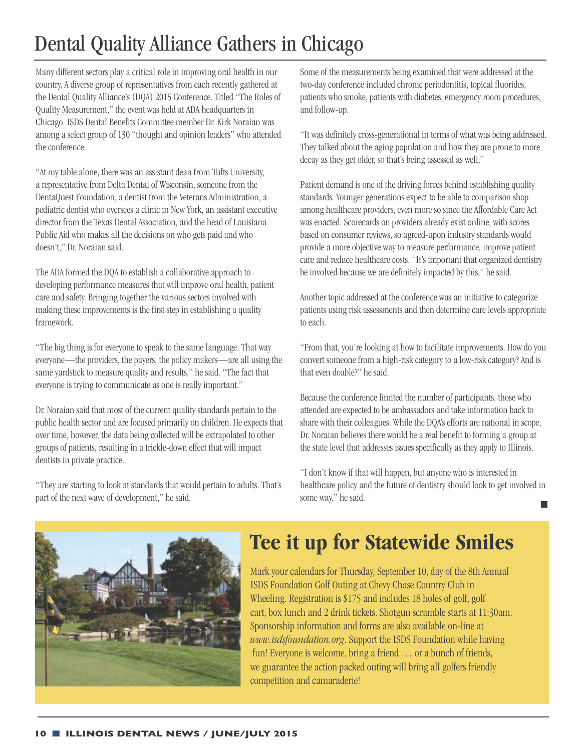# Dental Quality Alliance Gathers in Chicago

Many different sectors play a critical role in improving oral health in our country. A diverse group of representatives from each recently gathered at the Dental Quality Alliance's (DQA) 2015 Conference. Titled "The Roles of Quality Measurement," the event was held at ADA headquarters in Chicago. ISDS Dental Benefits Committee member Dr. Kirk Noraian was among a select group of 130 "thought and opinion leaders" who attended the conference.

"At my table alone, there was an assistant dean from Tufts University, a representative from Delta Dental of Wisconsin, someone from the DentaQuest Foundation, a dentist from the Veterans Administration, a pediatric dentist who oversees a clinic in New York, an assistant executive director from the Texas Dental Association, and the head of Louisiana Public Aid who makes all the decisions on who gets paid and who doesn't," Dr. Noraian said.

The ADA formed the DQA to establish a collaborative approach to developing performance measures that will improve oral health, patient care and safety. Bringing together the various sectors involved with making these improvements is the first step in establishing a quality framework.

"The big thing is for everyone to speak to the same language. That way everyone—the providers, the payers, the policy makers—are all using the same yardstick to measure quality and results," he said. "The fact that everyone is trying to communicate as one is really important."

Dr. Noraian said that most of the current quality standards pertain to the public health sector and are focused primarily on children. He expects that over time, however, the data being collected will be extrapolated to other groups of patients, resulting in a trickle-down effect that will impact dentists in private practice.

"They are starting to look at standards that would pertain to adults. That's part of the next wave of development," he said.

Some of the measurements being examined that were addressed at the two-day conference included chronic periodontitis, topical fluorides, patients who smoke, patients with diabetes, emergency room procedures, and follow-up.

"It was definitely cross-generational in terms of what was being addressed. They talked about the aging population and how they are prone to more decay as they get older, so that's being assessed as well,"

Patient demand is one of the driving forces behind establishing quality standards. Younger generations expect to be able to comparison shop among healthcare providers, even more so since the Affordable Care Act was enacted. Scorecards on providers already exist online, with scores based on consumer reviews, so agreed-upon industry standards would provide a more objective way to measure performance, improve patient care and reduce healthcare costs. "It's important that organized dentistry be involved because we are definitely impacted by this," he said.

Another topic addressed at the conference was an initiative to categorize patients using risk assessments and then determine care levels appropriate to each.

"From that, you're looking at how to facilitate improvements. How do you convert someone from a high-risk category to a low-risk category? And is that even doable?" he said.

Because the conference limited the number of participants, those who attended are expected to be ambassadors and take information back to share with their colleagues. While the DQA's efforts are national in scope, Dr. Noraian believes there would be a real benefit to forming a group at the state level that addresses issues specifically as they apply to Illinois.

"I don't know if that will happen, but anyone who is interested in healthcare policy and the future of dentistry should look to get involved in some way," he said.

## Tee it up for Statewide Smiles

Mark your calendars for Thursday, September 10, day of the 8th Annual ISDS Foundation Golf Outing at Chevy Chase Country Club in Wheeling. Registration is $175 and includes 18 holes of golf, golf cart, box lunch and 2 drink tickets. Shotgun scramble starts at 11:30am. Sponsorship information and forms are also available on-line at *www.isdsfoundation.org*. Support the ISDS Foundation while having fun! Everyone is welcome, bring a friend … or a bunch of friends, we guarantee the action packed outing will bring all golfers friendly competition and camaraderie!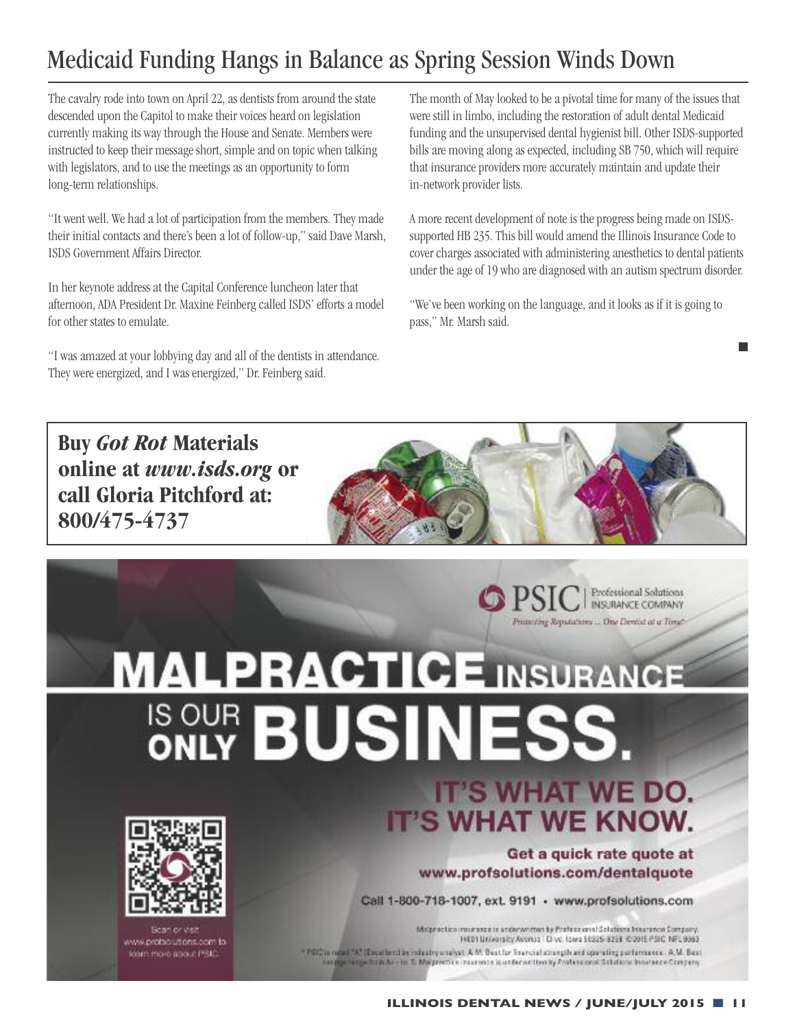# Medicaid Funding Hangs in Balance as Spring Session Winds Down

The cavalry rode into town on April 22, as dentists from around the state descended upon the Capitol to make their voices heard on legislation currently making its way through the House and Senate. Members were instructed to keep their message short, simple and on topic when talking with legislators, and to use the meetings as an opportunity to form long-term relationships.

"It went well. We had a lot of participation from the members. They made their initial contacts and there's been a lot of follow-up," said Dave Marsh, ISDS Government Affairs Director.

In her keynote address at the Capital Conference luncheon later that afternoon, ADA President Dr. Maxine Feinberg called ISDS' efforts a model for other states to emulate.

"I was amazed at your lobbying day and all of the dentists in attendance. They were energized, and I was energized," Dr. Feinberg said.

The month of May looked to be a pivotal time for many of the issues that were still in limbo, including the restoration of adult dental Medicaid funding and the unsupervised dental hygienist bill. Other ISDS-supported bills are moving along as expected, including SB 750, which will require that insurance providers more accurately maintain and update their in-network provider lists.

A more recent development of note is the progress being made on ISDS-supported HB 235. This bill would amend the Illinois Insurance Code to cover charges associated with administering anesthetics to dental patients under the age of 19 who are diagnosed with an autism spectrum disorder.

"We've been working on the language, and it looks as if it is going to pass," Mr. Marsh said.

**Buy *Got Rot* Materials online at *www.isds.org* or call Gloria Pitchford at: 800/475-4737**

PSIC | Professional Solutions INSURANCE COMPANY

*Protecting Reputations ... One Dentist at a Time*

**MALPRACTICE INSURANCE IS OUR ONLY BUSINESS.**

**IT'S WHAT WE DO. IT'S WHAT WE KNOW.**

**Get a quick rate quote at www.profsolutions.com/dentalquote**

Call 1-800-718-1007, ext. 9191 • www.profsolutions.com

Scan or visit www.profsolutions.com to learn more about PSIC.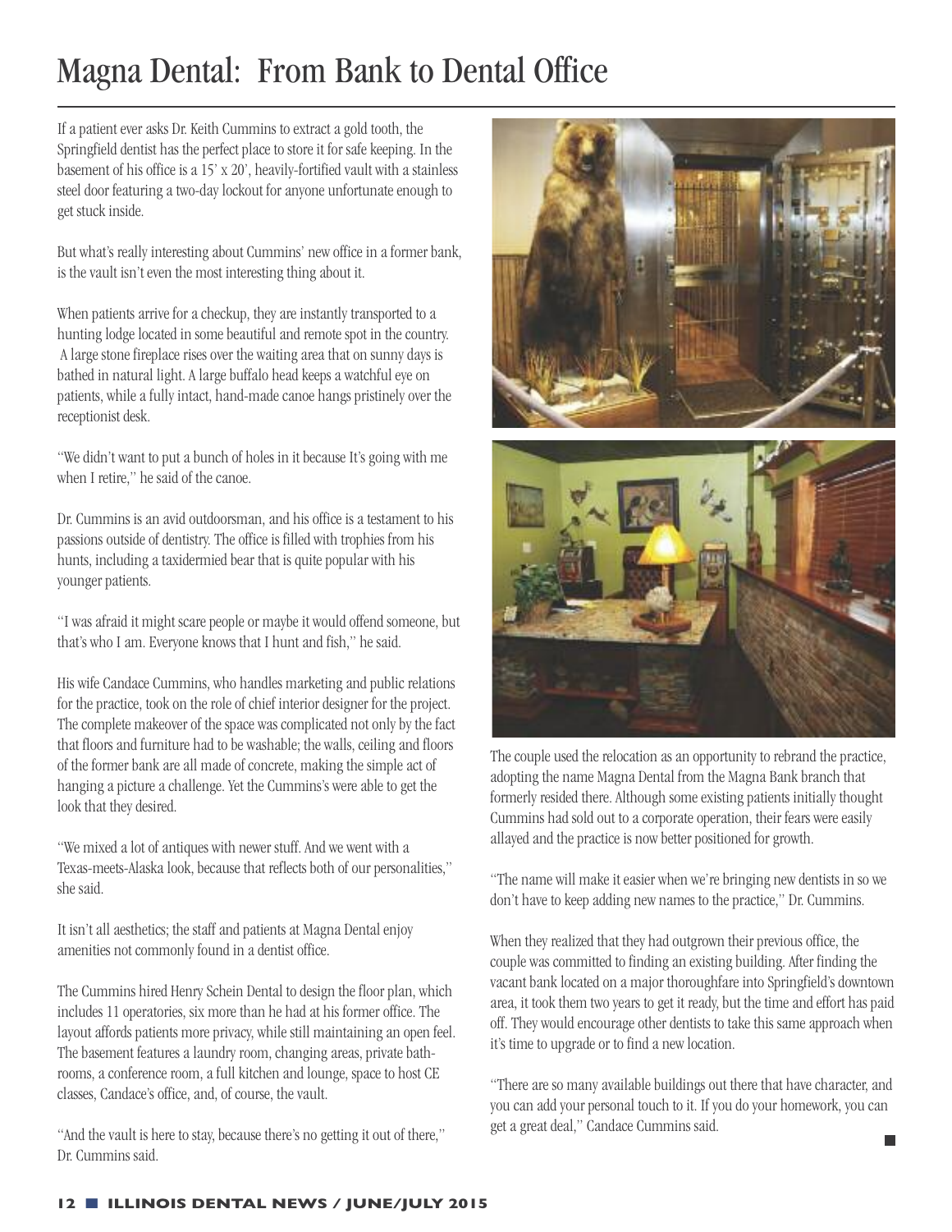# Magna Dental: From Bank to Dental Office

If a patient ever asks Dr. Keith Cummins to extract a gold tooth, the Springfield dentist has the perfect place to store it for safe keeping. In the basement of his office is a 15' x 20', heavily-fortified vault with a stainless steel door featuring a two-day lockout for anyone unfortunate enough to get stuck inside.

But what's really interesting about Cummins' new office in a former bank, is the vault isn't even the most interesting thing about it.

When patients arrive for a checkup, they are instantly transported to a hunting lodge located in some beautiful and remote spot in the country. A large stone fireplace rises over the waiting area that on sunny days is bathed in natural light. A large buffalo head keeps a watchful eye on patients, while a fully intact, hand-made canoe hangs pristinely over the receptionist desk.

"We didn't want to put a bunch of holes in it because It's going with me when I retire," he said of the canoe.

Dr. Cummins is an avid outdoorsman, and his office is a testament to his passions outside of dentistry. The office is filled with trophies from his hunts, including a taxidermied bear that is quite popular with his younger patients.

"I was afraid it might scare people or maybe it would offend someone, but that's who I am. Everyone knows that I hunt and fish," he said.

His wife Candace Cummins, who handles marketing and public relations for the practice, took on the role of chief interior designer for the project. The complete makeover of the space was complicated not only by the fact that floors and furniture had to be washable; the walls, ceiling and floors of the former bank are all made of concrete, making the simple act of hanging a picture a challenge. Yet the Cummins's were able to get the look that they desired.

"We mixed a lot of antiques with newer stuff. And we went with a Texas-meets-Alaska look, because that reflects both of our personalities," she said.

It isn't all aesthetics; the staff and patients at Magna Dental enjoy amenities not commonly found in a dentist office.

The Cummins hired Henry Schein Dental to design the floor plan, which includes 11 operatories, six more than he had at his former office. The layout affords patients more privacy, while still maintaining an open feel. The basement features a laundry room, changing areas, private bathrooms, a conference room, a full kitchen and lounge, space to host CE classes, Candace's office, and, of course, the vault.

"And the vault is here to stay, because there's no getting it out of there," Dr. Cummins said.

The couple used the relocation as an opportunity to rebrand the practice, adopting the name Magna Dental from the Magna Bank branch that formerly resided there. Although some existing patients initially thought Cummins had sold out to a corporate operation, their fears were easily allayed and the practice is now better positioned for growth.

"The name will make it easier when we're bringing new dentists in so we don't have to keep adding new names to the practice," Dr. Cummins.

When they realized that they had outgrown their previous office, the couple was committed to finding an existing building. After finding the vacant bank located on a major thoroughfare into Springfield's downtown area, it took them two years to get it ready, but the time and effort has paid off. They would encourage other dentists to take this same approach when it's time to upgrade or to find a new location.

"There are so many available buildings out there that have character, and you can add your personal touch to it. If you do your homework, you can get a great deal," Candace Cummins said.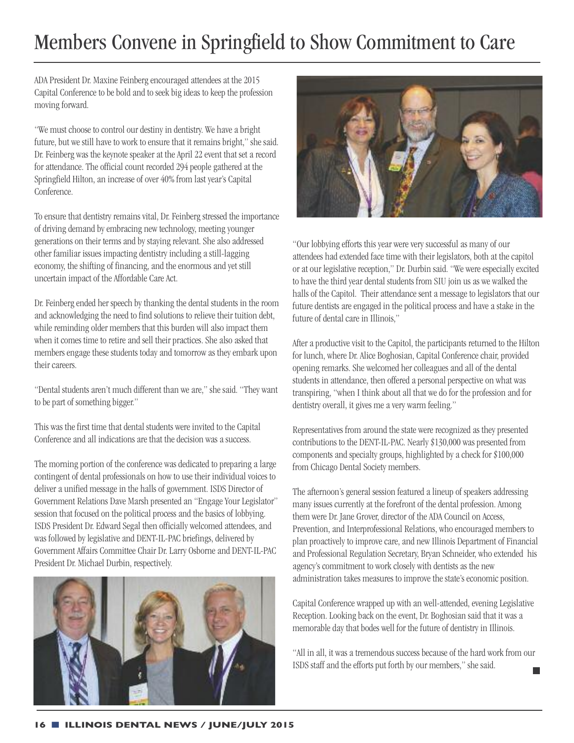# Members Convene in Springfield to Show Commitment to Care

ADA President Dr. Maxine Feinberg encouraged attendees at the 2015 Capital Conference to be bold and to seek big ideas to keep the profession moving forward.

"We must choose to control our destiny in dentistry. We have a bright future, but we still have to work to ensure that it remains bright," she said. Dr. Feinberg was the keynote speaker at the April 22 event that set a record for attendance. The official count recorded 294 people gathered at the Springfield Hilton, an increase of over 40% from last year's Capital Conference.

To ensure that dentistry remains vital, Dr. Feinberg stressed the importance of driving demand by embracing new technology, meeting younger generations on their terms and by staying relevant. She also addressed other familiar issues impacting dentistry including a still-lagging economy, the shifting of financing, and the enormous and yet still uncertain impact of the Affordable Care Act.

Dr. Feinberg ended her speech by thanking the dental students in the room and acknowledging the need to find solutions to relieve their tuition debt, while reminding older members that this burden will also impact them when it comes time to retire and sell their practices. She also asked that members engage these students today and tomorrow as they embark upon their careers.

"Dental students aren't much different than we are," she said. "They want to be part of something bigger."

This was the first time that dental students were invited to the Capital Conference and all indications are that the decision was a success.

The morning portion of the conference was dedicated to preparing a large contingent of dental professionals on how to use their individual voices to deliver a unified message in the halls of government. ISDS Director of Government Relations Dave Marsh presented an "Engage Your Legislator" session that focused on the political process and the basics of lobbying. ISDS President Dr. Edward Segal then officially welcomed attendees, and was followed by legislative and DENT-IL-PAC briefings, delivered by Government Affairs Committee Chair Dr. Larry Osborne and DENT-IL-PAC President Dr. Michael Durbin, respectively.

"Our lobbying efforts this year were very successful as many of our attendees had extended face time with their legislators, both at the capitol or at our legislative reception," Dr. Durbin said. "We were especially excited to have the third year dental students from SIU join us as we walked the halls of the Capitol. Their attendance sent a message to legislators that our future dentists are engaged in the political process and have a stake in the future of dental care in Illinois,"

After a productive visit to the Capitol, the participants returned to the Hilton for lunch, where Dr. Alice Boghosian, Capital Conference chair, provided opening remarks. She welcomed her colleagues and all of the dental students in attendance, then offered a personal perspective on what was transpiring, "when I think about all that we do for the profession and for dentistry overall, it gives me a very warm feeling."

Representatives from around the state were recognized as they presented contributions to the DENT-IL-PAC. Nearly $130,000 was presented from components and specialty groups, highlighted by a check for $100,000 from Chicago Dental Society members.

The afternoon's general session featured a lineup of speakers addressing many issues currently at the forefront of the dental profession. Among them were Dr. Jane Grover, director of the ADA Council on Access, Prevention, and Interprofessional Relations, who encouraged members to plan proactively to improve care, and new Illinois Department of Financial and Professional Regulation Secretary, Bryan Schneider, who extended his agency's commitment to work closely with dentists as the new administration takes measures to improve the state's economic position.

Capital Conference wrapped up with an well-attended, evening Legislative Reception. Looking back on the event, Dr. Boghosian said that it was a memorable day that bodes well for the future of dentistry in Illinois.

"All in all, it was a tremendous success because of the hard work from our ISDS staff and the efforts put forth by our members," she said.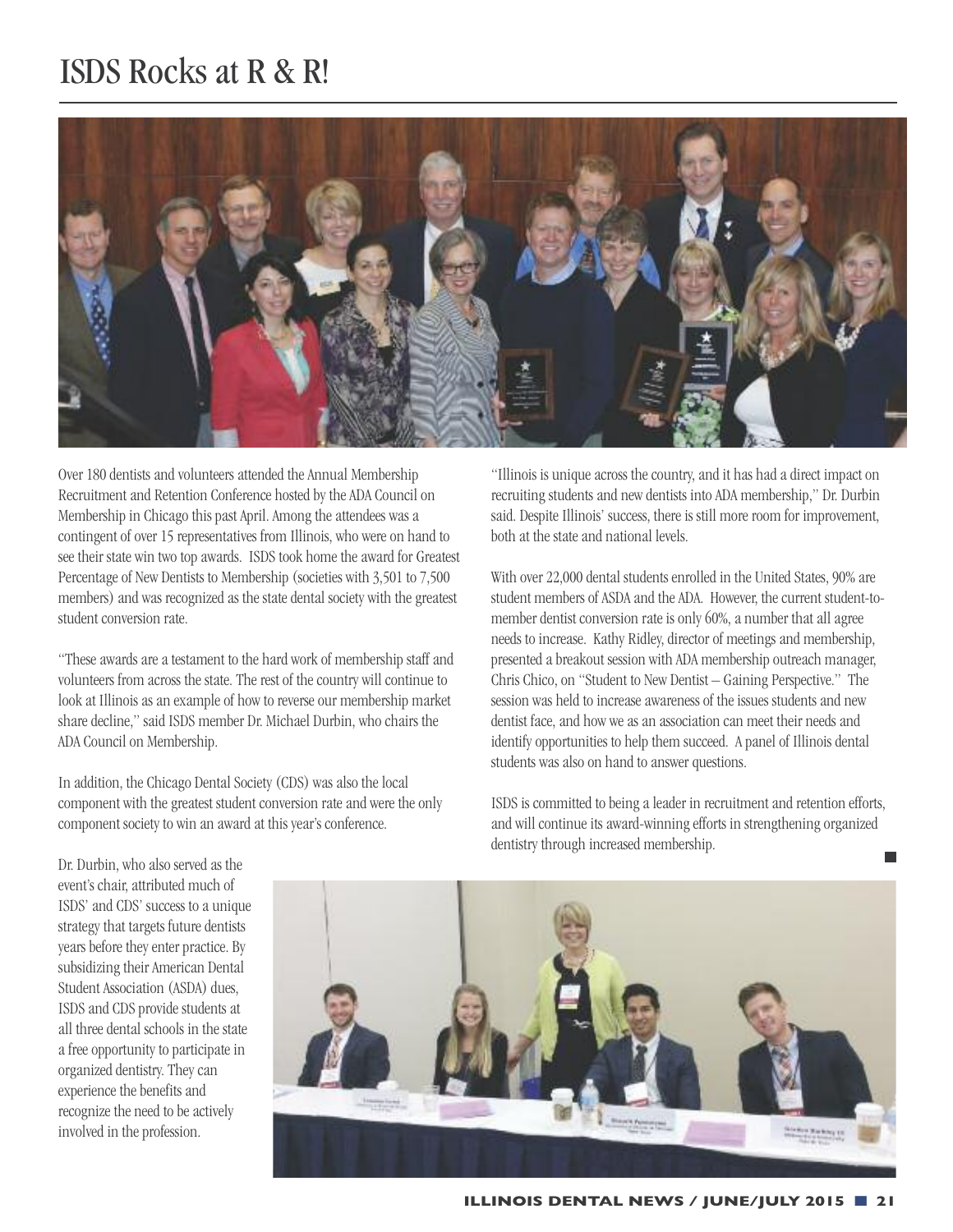# ISDS Rocks at R & R!

Over 180 dentists and volunteers attended the Annual Membership Recruitment and Retention Conference hosted by the ADA Council on Membership in Chicago this past April. Among the attendees was a contingent of over 15 representatives from Illinois, who were on hand to see their state win two top awards. ISDS took home the award for Greatest Percentage of New Dentists to Membership (societies with 3,501 to 7,500 members) and was recognized as the state dental society with the greatest student conversion rate.

"These awards are a testament to the hard work of membership staff and volunteers from across the state. The rest of the country will continue to look at Illinois as an example of how to reverse our membership market share decline," said ISDS member Dr. Michael Durbin, who chairs the ADA Council on Membership.

In addition, the Chicago Dental Society (CDS) was also the local component with the greatest student conversion rate and were the only component society to win an award at this year's conference.

Dr. Durbin, who also served as the event's chair, attributed much of ISDS' and CDS' success to a unique strategy that targets future dentists years before they enter practice. By subsidizing their American Dental Student Association (ASDA) dues, ISDS and CDS provide students at all three dental schools in the state a free opportunity to participate in organized dentistry. They can experience the benefits and recognize the need to be actively involved in the profession.

"Illinois is unique across the country, and it has had a direct impact on recruiting students and new dentists into ADA membership," Dr. Durbin said. Despite Illinois' success, there is still more room for improvement, both at the state and national levels.

With over 22,000 dental students enrolled in the United States, 90% are student members of ASDA and the ADA. However, the current student-to-member dentist conversion rate is only 60%, a number that all agree needs to increase. Kathy Ridley, director of meetings and membership, presented a breakout session with ADA membership outreach manager, Chris Chico, on "Student to New Dentist – Gaining Perspective." The session was held to increase awareness of the issues students and new dentist face, and how we as an association can meet their needs and identify opportunities to help them succeed. A panel of Illinois dental students was also on hand to answer questions.

ISDS is committed to being a leader in recruitment and retention efforts, and will continue its award-winning efforts in strengthening organized dentistry through increased membership.